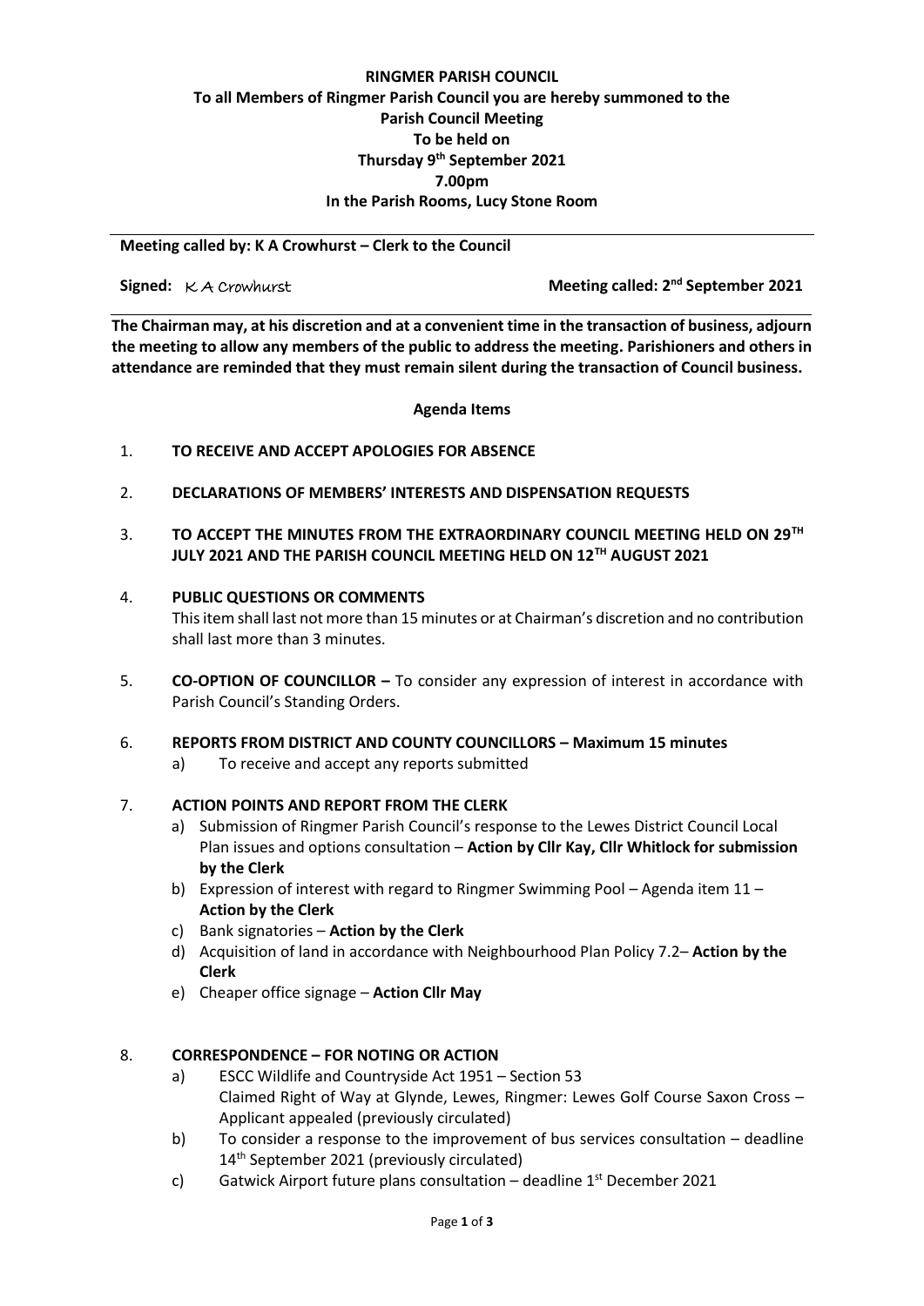**RINGMER PARISH COUNCIL**
**To all Members of Ringmer Parish Council you are hereby summoned to the**
**Parish Council Meeting**
**To be held on**
**Thursday 9th September 2021**
**7.00pm**
**In the Parish Rooms, Lucy Stone Room**

---

**Meeting called by: K A Crowhurst – Clerk to the Council**

**Signed:** K A Crowhurst **Meeting called: 2nd September 2021**

---

**The Chairman may, at his discretion and at a convenient time in the transaction of business, adjourn the meeting to allow any members of the public to address the meeting. Parishioners and others in attendance are reminded that they must remain silent during the transaction of Council business.**

**Agenda Items**

1. **TO RECEIVE AND ACCEPT APOLOGIES FOR ABSENCE**

2. **DECLARATIONS OF MEMBERS' INTERESTS AND DISPENSATION REQUESTS**

3. **TO ACCEPT THE MINUTES FROM THE EXTRAORDINARY COUNCIL MEETING HELD ON 29TH JULY 2021 AND THE PARISH COUNCIL MEETING HELD ON 12TH AUGUST 2021**

4. **PUBLIC QUESTIONS OR COMMENTS**
   This item shall last not more than 15 minutes or at Chairman's discretion and no contribution shall last more than 3 minutes.

5. **CO-OPTION OF COUNCILLOR –** To consider any expression of interest in accordance with Parish Council's Standing Orders.

6. **REPORTS FROM DISTRICT AND COUNTY COUNCILLORS – Maximum 15 minutes**
   a) To receive and accept any reports submitted

7. **ACTION POINTS AND REPORT FROM THE CLERK**
   a) Submission of Ringmer Parish Council's response to the Lewes District Council Local Plan issues and options consultation – **Action by Cllr Kay, Cllr Whitlock for submission by the Clerk**
   b) Expression of interest with regard to Ringmer Swimming Pool – Agenda item 11 – **Action by the Clerk**
   c) Bank signatories – **Action by the Clerk**
   d) Acquisition of land in accordance with Neighbourhood Plan Policy 7.2– **Action by the Clerk**
   e) Cheaper office signage – **Action Cllr May**

8. **CORRESPONDENCE – FOR NOTING OR ACTION**
   a) ESCC Wildlife and Countryside Act 1951 – Section 53
      Claimed Right of Way at Glynde, Lewes, Ringmer: Lewes Golf Course Saxon Cross – Applicant appealed (previously circulated)
   b) To consider a response to the improvement of bus services consultation – deadline 14th September 2021 (previously circulated)
   c) Gatwick Airport future plans consultation – deadline 1st December 2021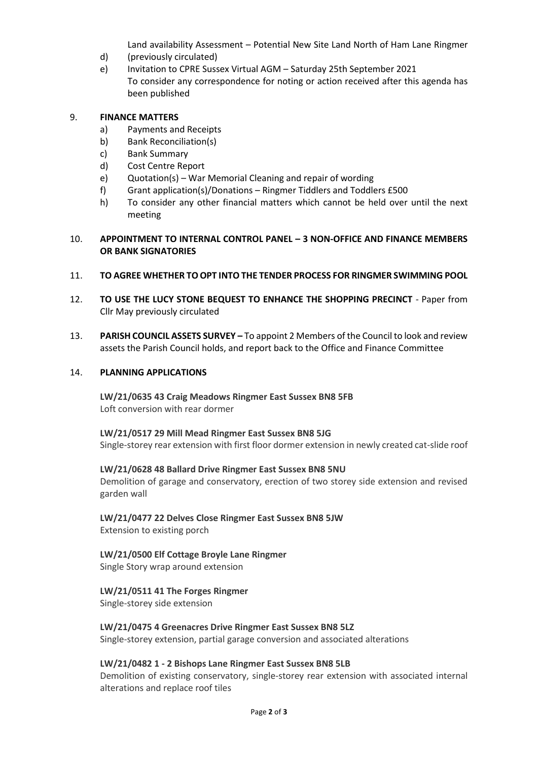Land availability Assessment – Potential New Site Land North of Ham Lane Ringmer
d) (previously circulated)
e) Invitation to CPRE Sussex Virtual AGM – Saturday 25th September 2021
To consider any correspondence for noting or action received after this agenda has been published

9. **FINANCE MATTERS**
   a) Payments and Receipts
   b) Bank Reconciliation(s)
   c) Bank Summary
   d) Cost Centre Report
   e) Quotation(s) – War Memorial Cleaning and repair of wording
   f) Grant application(s)/Donations – Ringmer Tiddlers and Toddlers £500
   h) To consider any other financial matters which cannot be held over until the next meeting

10. **APPOINTMENT TO INTERNAL CONTROL PANEL – 3 NON-OFFICE AND FINANCE MEMBERS OR BANK SIGNATORIES**

11. **TO AGREE WHETHER TO OPT INTO THE TENDER PROCESS FOR RINGMER SWIMMING POOL**

12. **TO USE THE LUCY STONE BEQUEST TO ENHANCE THE SHOPPING PRECINCT** - Paper from Cllr May previously circulated

13. **PARISH COUNCIL ASSETS SURVEY –** To appoint 2 Members of the Council to look and review assets the Parish Council holds, and report back to the Office and Finance Committee

14. **PLANNING APPLICATIONS**

**LW/21/0635 43 Craig Meadows Ringmer East Sussex BN8 5FB**
Loft conversion with rear dormer

**LW/21/0517 29 Mill Mead Ringmer East Sussex BN8 5JG**
Single-storey rear extension with first floor dormer extension in newly created cat-slide roof

**LW/21/0628 48 Ballard Drive Ringmer East Sussex BN8 5NU**
Demolition of garage and conservatory, erection of two storey side extension and revised garden wall

**LW/21/0477 22 Delves Close Ringmer East Sussex BN8 5JW**
Extension to existing porch

**LW/21/0500 Elf Cottage Broyle Lane Ringmer**
Single Story wrap around extension

**LW/21/0511 41 The Forges Ringmer**
Single-storey side extension

**LW/21/0475 4 Greenacres Drive Ringmer East Sussex BN8 5LZ**
Single-storey extension, partial garage conversion and associated alterations

**LW/21/0482 1 - 2 Bishops Lane Ringmer East Sussex BN8 5LB**
Demolition of existing conservatory, single-storey rear extension with associated internal alterations and replace roof tiles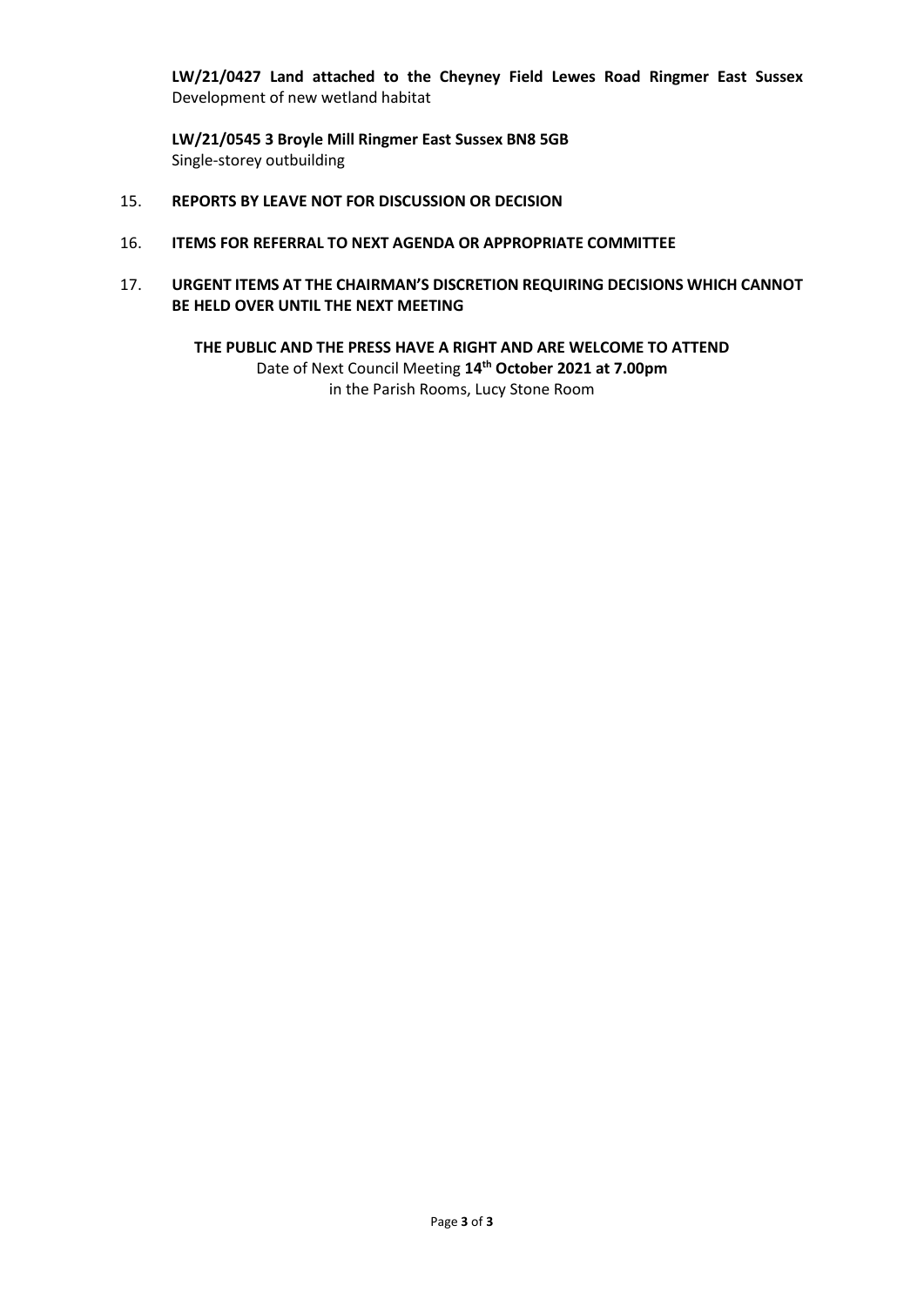**LW/21/0427 Land attached to the Cheyney Field Lewes Road Ringmer East Sussex**
Development of new wetland habitat

**LW/21/0545 3 Broyle Mill Ringmer East Sussex BN8 5GB**
Single-storey outbuilding

15. **REPORTS BY LEAVE NOT FOR DISCUSSION OR DECISION**

16. **ITEMS FOR REFERRAL TO NEXT AGENDA OR APPROPRIATE COMMITTEE**

17. **URGENT ITEMS AT THE CHAIRMAN'S DISCRETION REQUIRING DECISIONS WHICH CANNOT BE HELD OVER UNTIL THE NEXT MEETING**

**THE PUBLIC AND THE PRESS HAVE A RIGHT AND ARE WELCOME TO ATTEND**
Date of Next Council Meeting **14th October 2021 at 7.00pm**
in the Parish Rooms, Lucy Stone Room